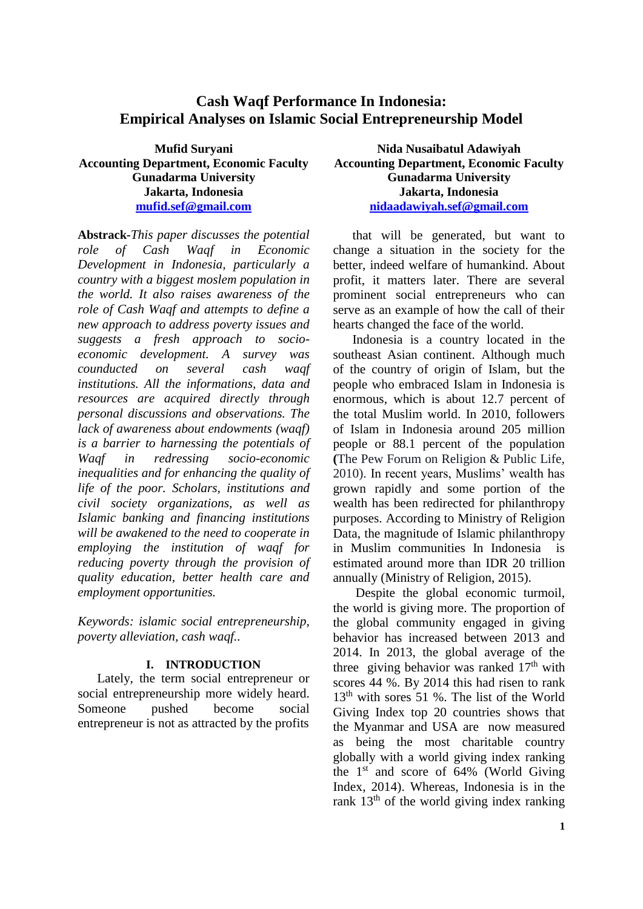# Cash Waqf Performance In Indonesia: Empirical Analyses on Islamic Social Entrepreneurship Model

**Mufid Suryani**
**Accounting Department, Economic Faculty**
**Gunadarma University**
**Jakarta, Indonesia**
**mufid.sef@gmail.com**

**Nida Nusaibatul Adawiyah**
**Accounting Department, Economic Faculty**
**Gunadarma University**
**Jakarta, Indonesia**
**nidaadawiyah.sef@gmail.com**

**Abstrack**-*This paper discusses the potential role of Cash Waqf in Economic Development in Indonesia, particularly a country with a biggest moslem population in the world. It also raises awareness of the role of Cash Waqf and attempts to define a new approach to address poverty issues and suggests a fresh approach to socio-economic development. A survey was counducted on several cash waqf institutions. All the informations, data and resources are acquired directly through personal discussions and observations. The lack of awareness about endowments (waqf) is a barrier to harnessing the potentials of Waqf in redressing socio-economic inequalities and for enhancing the quality of life of the poor. Scholars, institutions and civil society organizations, as well as Islamic banking and financing institutions will be awakened to the need to cooperate in employing the institution of waqf for reducing poverty through the provision of quality education, better health care and employment opportunities.*

*Keywords: islamic social entrepreneurship, poverty alleviation, cash waqf..*

## I. INTRODUCTION

Lately, the term social entrepreneur or social entrepreneurship more widely heard. Someone pushed become social entrepreneur is not as attracted by the profits that will be generated, but want to change a situation in the society for the better, indeed welfare of humankind. About profit, it matters later. There are several prominent social entrepreneurs who can serve as an example of how the call of their hearts changed the face of the world.

Indonesia is a country located in the southeast Asian continent. Although much of the country of origin of Islam, but the people who embraced Islam in Indonesia is enormous, which is about 12.7 percent of the total Muslim world. In 2010, followers of Islam in Indonesia around 205 million people or 88.1 percent of the population (The Pew Forum on Religion & Public Life, 2010). In recent years, Muslims' wealth has grown rapidly and some portion of the wealth has been redirected for philanthropy purposes. According to Ministry of Religion Data, the magnitude of Islamic philanthropy in Muslim communities In Indonesia is estimated around more than IDR 20 trillion annually (Ministry of Religion, 2015).

Despite the global economic turmoil, the world is giving more. The proportion of the global community engaged in giving behavior has increased between 2013 and 2014. In 2013, the global average of the three giving behavior was ranked 17th with scores 44 %. By 2014 this had risen to rank 13th with sores 51 %. The list of the World Giving Index top 20 countries shows that the Myanmar and USA are now measured as being the most charitable country globally with a world giving index ranking the 1st and score of 64% (World Giving Index, 2014). Whereas, Indonesia is in the rank 13th of the world giving index ranking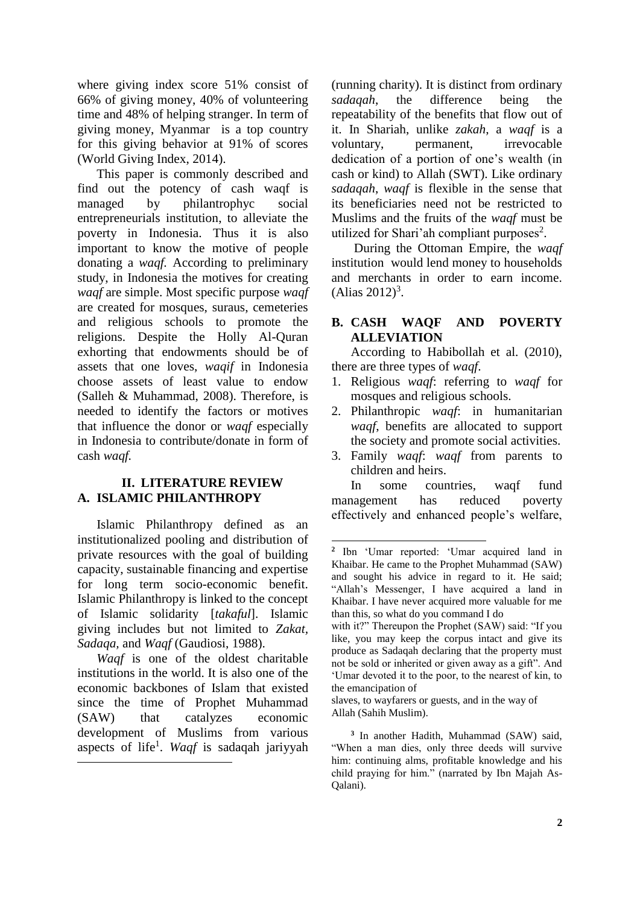where giving index score 51% consist of 66% of giving money, 40% of volunteering time and 48% of helping stranger. In term of giving money, Myanmar is a top country for this giving behavior at 91% of scores (World Giving Index, 2014).

This paper is commonly described and find out the potency of cash waqf is managed by philantrophyc social entrepreneurials institution, to alleviate the poverty in Indonesia. Thus it is also important to know the motive of people donating a *waqf.* According to preliminary study, in Indonesia the motives for creating *waqf* are simple. Most specific purpose *waqf* are created for mosques, suraus, cemeteries and religious schools to promote the religions. Despite the Holly Al-Quran exhorting that endowments should be of assets that one loves, *waqif* in Indonesia choose assets of least value to endow (Salleh & Muhammad, 2008). Therefore, is needed to identify the factors or motives that influence the donor or *waqf* especially in Indonesia to contribute/donate in form of cash *waqf.*

## II. LITERATURE REVIEW

### A. ISLAMIC PHILANTHROPY

Islamic Philanthropy defined as an institutionalized pooling and distribution of private resources with the goal of building capacity, sustainable financing and expertise for long term socio-economic benefit. Islamic Philanthropy is linked to the concept of Islamic solidarity [*takaful*]. Islamic giving includes but not limited to *Zakat*, *Sadaqa*, and *Waqf* (Gaudiosi, 1988).

*Waqf* is one of the oldest charitable institutions in the world. It is also one of the economic backbones of Islam that existed since the time of Prophet Muhammad (SAW) that catalyzes economic development of Muslims from various aspects of life[1]. *Waqf* is sadaqah jariyyah (running charity). It is distinct from ordinary *sadaqah*, the difference being the repeatability of the benefits that flow out of it. In Shariah, unlike *zakah*, a *waqf* is a voluntary, permanent, irrevocable dedication of a portion of one's wealth (in cash or kind) to Allah (SWT). Like ordinary *sadaqah*, *waqf* is flexible in the sense that its beneficiaries need not be restricted to Muslims and the fruits of the *waqf* must be utilized for Shari'ah compliant purposes[2].

During the Ottoman Empire, the *waqf* institution would lend money to households and merchants in order to earn income. (Alias 2012)[3].

### B. CASH WAQF AND POVERTY ALLEVIATION

According to Habibollah et al. (2010), there are three types of *waqf*.

1. Religious *waqf*: referring to *waqf* for mosques and religious schools.
2. Philanthropic *waqf*: in humanitarian *waqf*, benefits are allocated to support the society and promote social activities.
3. Family *waqf*: *waqf* from parents to children and heirs.

In some countries, waqf fund management has reduced poverty effectively and enhanced people's welfare,

---

[2] Ibn 'Umar reported: 'Umar acquired land in Khaibar. He came to the Prophet Muhammad (SAW) and sought his advice in regard to it. He said; "Allah's Messenger, I have acquired a land in Khaibar. I have never acquired more valuable for me than this, so what do you command I do with it?" Thereupon the Prophet (SAW) said: "If you like, you may keep the corpus intact and give its produce as Sadaqah declaring that the property must not be sold or inherited or given away as a gift". And 'Umar devoted it to the poor, to the nearest of kin, to the emancipation of slaves, to wayfarers or guests, and in the way of Allah (Sahih Muslim).

[3] In another Hadith, Muhammad (SAW) said, "When a man dies, only three deeds will survive him: continuing alms, profitable knowledge and his child praying for him." (narrated by Ibn Majah As-Qalani).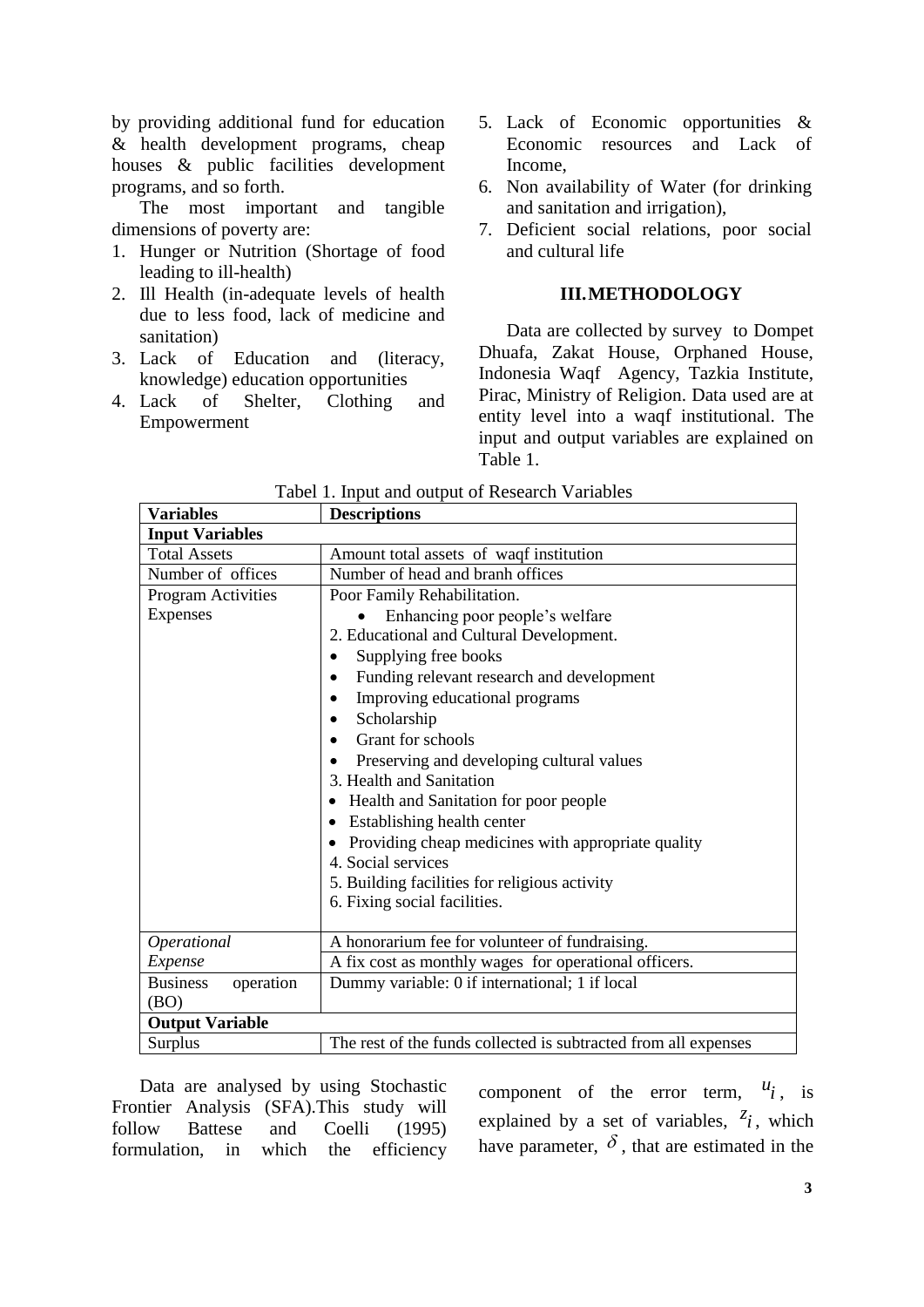by providing additional fund for education & health development programs, cheap houses & public facilities development programs, and so forth.

The most important and tangible dimensions of poverty are:

1. Hunger or Nutrition (Shortage of food leading to ill-health)
2. Ill Health (in-adequate levels of health due to less food, lack of medicine and sanitation)
3. Lack of Education and (literacy, knowledge) education opportunities
4. Lack of Shelter, Clothing and Empowerment
5. Lack of Economic opportunities & Economic resources and Lack of Income,
6. Non availability of Water (for drinking and sanitation and irrigation),
7. Deficient social relations, poor social and cultural life

## III. METHODOLOGY

Data are collected by survey to Dompet Dhuafa, Zakat House, Orphaned House, Indonesia Waqf Agency, Tazkia Institute, Pirac, Ministry of Religion. Data used are at entity level into a waqf institutional. The input and output variables are explained on Table 1.

Tabel 1. Input and output of Research Variables

| **Variables** | **Descriptions** |
|---|---|
| **Input Variables** | |
| Total Assets | Amount total assets of waqf institution |
| Number of offices | Number of head and branh offices |
| Program Activities Expenses | Poor Family Rehabilitation.<br>• Enhancing poor people's welfare<br>2. Educational and Cultural Development.<br>• Supplying free books<br>• Funding relevant research and development<br>• Improving educational programs<br>• Scholarship<br>• Grant for schools<br>• Preserving and developing cultural values<br>3. Health and Sanitation<br>• Health and Sanitation for poor people<br>• Establishing health center<br>• Providing cheap medicines with appropriate quality<br>4. Social services<br>5. Building facilities for religious activity<br>6. Fixing social facilities. |
| *Operational Expense* | A honorarium fee for volunteer of fundraising.<br>A fix cost as monthly wages for operational officers. |
| Business operation (BO) | Dummy variable: 0 if international; 1 if local |
| **Output Variable** | |
| Surplus | The rest of the funds collected is subtracted from all expenses |

Data are analysed by using Stochastic Frontier Analysis (SFA).This study will follow Battese and Coelli (1995) formulation, in which the efficiency component of the error term, $u_i$, is explained by a set of variables, $z_i$, which have parameter, $\delta$, that are estimated in the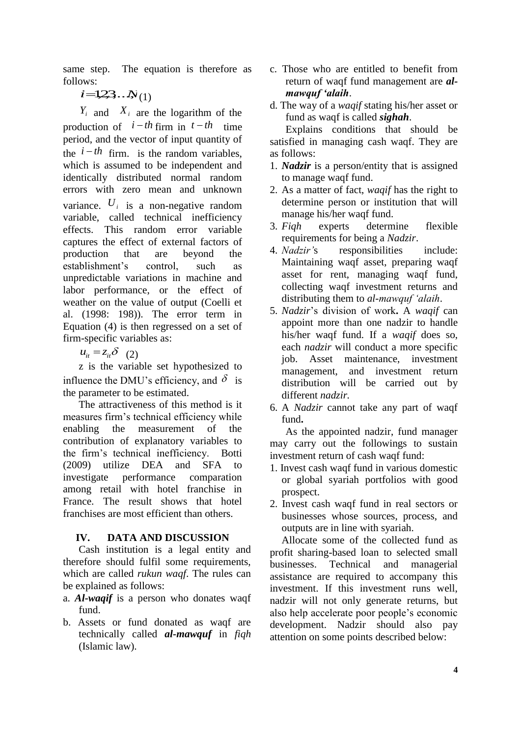same step. The equation is therefore as follows:

$$i = 1,2,3,\ldots,N \quad (1)$$

$Y_i$ and $X_i$ are the logarithm of the production of $i-th$ firm in $t-th$ time period, and the vector of input quantity of the $i-th$ firm. is the random variables, which is assumed to be independent and identically distributed normal random errors with zero mean and unknown variance. $U_i$ is a non-negative random variable, called technical inefficiency effects. This random error variable captures the effect of external factors of production that are beyond the establishment's control, such as unpredictable variations in machine and labor performance, or the effect of weather on the value of output (Coelli et al. (1998: 198)). The error term in Equation (4) is then regressed on a set of firm-specific variables as:

$$u_{it} = z_{it}\delta \quad (2)$$

z is the variable set hypothesized to influence the DMU's efficiency, and $\delta$ is the parameter to be estimated.

The attractiveness of this method is it measures firm's technical efficiency while enabling the measurement of the contribution of explanatory variables to the firm's technical inefficiency. Botti (2009) utilize DEA and SFA to investigate performance comparation among retail with hotel franchise in France. The result shows that hotel franchises are most efficient than others.

## IV. DATA AND DISCUSSION

Cash institution is a legal entity and therefore should fulfil some requirements, which are called *rukun waqf.* The rules can be explained as follows:

a. ***Al-waqif*** is a person who donates waqf fund.
b. Assets or fund donated as waqf are technically called ***al-mawquf*** in *fiqh* (Islamic law).
c. Those who are entitled to benefit from return of waqf fund management are ***al-mawquf 'alaih***.
d. The way of a *waqif* stating his/her asset or fund as waqf is called ***sighah***.

Explains conditions that should be satisfied in managing cash waqf. They are as follows:

1. ***Nadzir*** is a person/entity that is assigned to manage waqf fund.
2. As a matter of fact, *waqif* has the right to determine person or institution that will manage his/her waqf fund.
3. *Fiqh* experts determine flexible requirements for being a *Nadzir*.
4. *Nadzir'*s responsibilities include: Maintaining waqf asset, preparing waqf asset for rent, managing waqf fund, collecting waqf investment returns and distributing them to *al-mawquf 'alaih*.
5. *Nadzir*'s division of work**.** A *waqif* can appoint more than one nadzir to handle his/her waqf fund. If a *waqif* does so, each *nadzir* will conduct a more specific job. Asset maintenance, investment management, and investment return distribution will be carried out by different *nadzir.*
6. A *Nadzir* cannot take any part of waqf fund**.**

As the appointed nadzir, fund manager may carry out the followings to sustain investment return of cash waqf fund:

1. Invest cash waqf fund in various domestic or global syariah portfolios with good prospect.
2. Invest cash waqf fund in real sectors or businesses whose sources, process, and outputs are in line with syariah.

Allocate some of the collected fund as profit sharing-based loan to selected small businesses. Technical and managerial assistance are required to accompany this investment. If this investment runs well, nadzir will not only generate returns, but also help accelerate poor people's economic development. Nadzir should also pay attention on some points described below: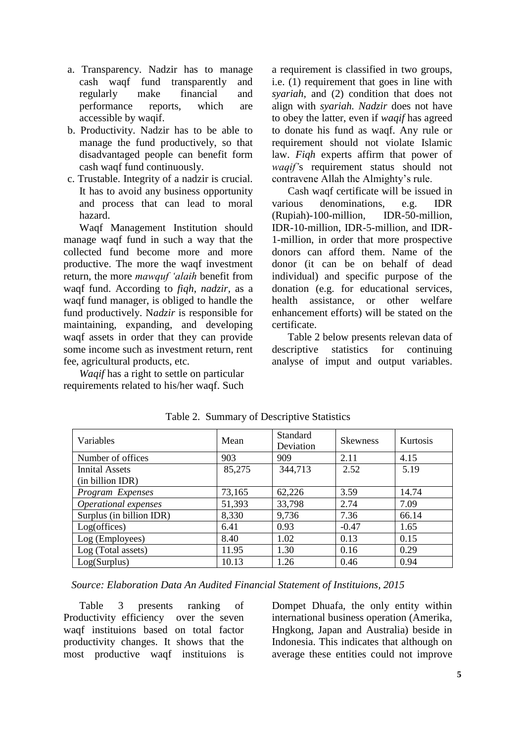a. Transparency. Nadzir has to manage cash waqf fund transparently and regularly make financial and performance reports, which are accessible by waqif.
b. Productivity. Nadzir has to be able to manage the fund productively, so that disadvantaged people can benefit form cash waqf fund continuously.
c. Trustable. Integrity of a nadzir is crucial. It has to avoid any business opportunity and process that can lead to moral hazard.

Waqf Management Institution should manage waqf fund in such a way that the collected fund become more and more productive. The more the waqf investment return, the more *mawquf 'alaih* benefit from waqf fund. According to *fiqh*, *nadzir*, as a waqf fund manager, is obliged to handle the fund productively. N*adzir* is responsible for maintaining, expanding, and developing waqf assets in order that they can provide some income such as investment return, rent fee, agricultural products, etc.

*Waqif* has a right to settle on particular requirements related to his/her waqf. Such a requirement is classified in two groups, i.e. (1) requirement that goes in line with *syariah*, and (2) condition that does not align with *syariah*. *Nadzir* does not have to obey the latter, even if *waqif* has agreed to donate his fund as waqf. Any rule or requirement should not violate Islamic law. *Fiqh* experts affirm that power of *waqif*'s requirement status should not contravene Allah the Almighty's rule.

Cash waqf certificate will be issued in various denominations, e.g. IDR (Rupiah)-100-million, IDR-50-million, IDR-10-million, IDR-5-million, and IDR-1-million, in order that more prospective donors can afford them. Name of the donor (it can be on behalf of dead individual) and specific purpose of the donation (e.g. for educational services, health assistance, or other welfare enhancement efforts) will be stated on the certificate.

Table 2 below presents relevan data of descriptive statistics for continuing analyse of imput and output variables.

Table 2. Summary of Descriptive Statistics

| Variables | Mean | Standard Deviation | Skewness | Kurtosis |
|---|---|---|---|---|
| Number of offices | 903 | 909 | 2.11 | 4.15 |
| Innital Assets (in billion IDR) | 85,275 | 344,713 | 2.52 | 5.19 |
| *Program Expenses* | 73,165 | 62,226 | 3.59 | 14.74 |
| *Operational expenses* | 51,393 | 33,798 | 2.74 | 7.09 |
| Surplus (in billion IDR) | 8,330 | 9,736 | 7.36 | 66.14 |
| Log(offices) | 6.41 | 0.93 | -0.47 | 1.65 |
| Log (Employees) | 8.40 | 1.02 | 0.13 | 0.15 |
| Log (Total assets) | 11.95 | 1.30 | 0.16 | 0.29 |
| Log(Surplus) | 10.13 | 1.26 | 0.46 | 0.94 |

*Source: Elaboration Data An Audited Financial Statement of Instituions, 2015*

Table 3 presents ranking of Productivity efficiency over the seven waqf instituions based on total factor productivity changes. It shows that the most productive waqf instituions is Dompet Dhuafa, the only entity within international business operation (Amerika, Hngkong, Japan and Australia) beside in Indonesia. This indicates that although on average these entities could not improve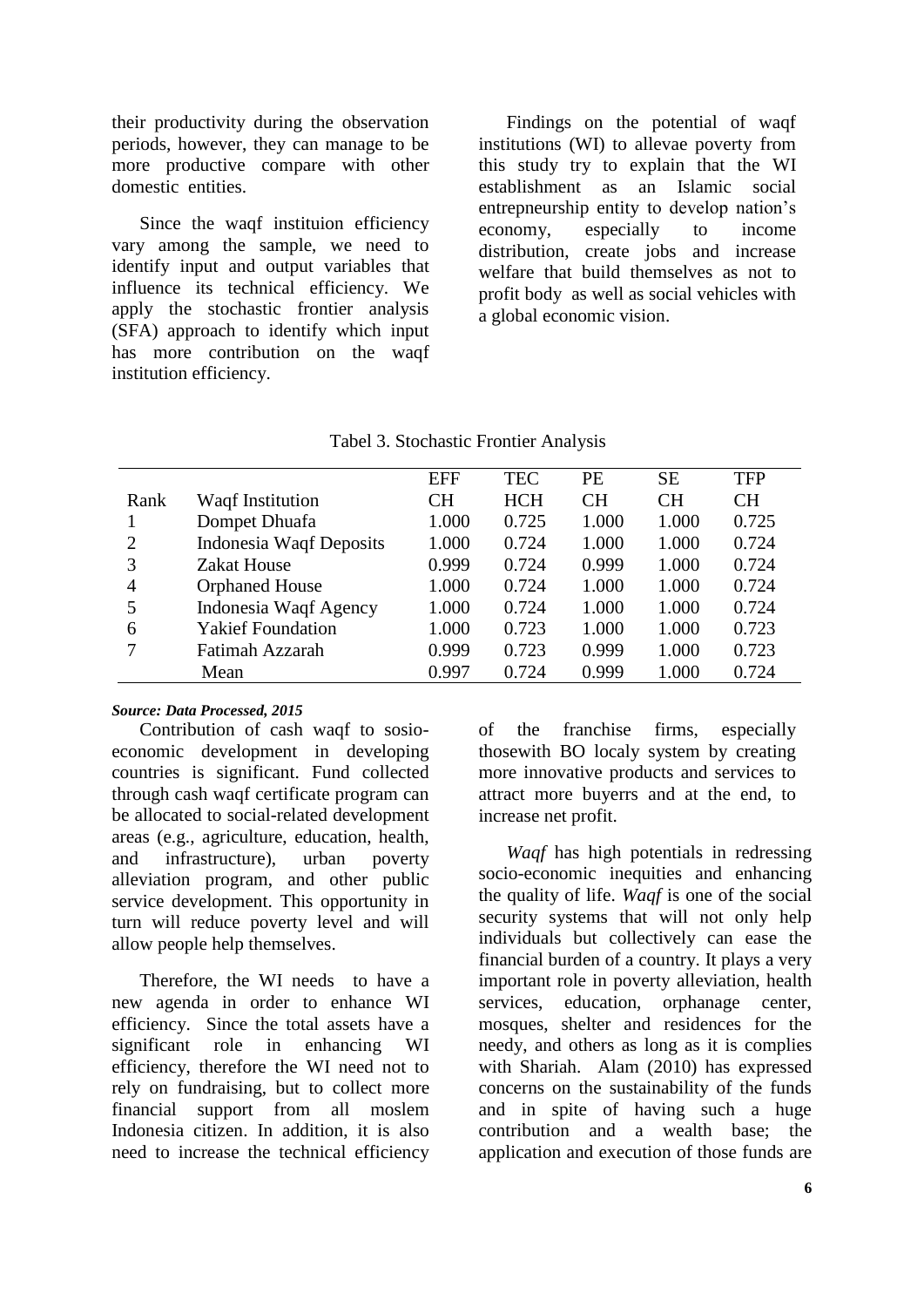their productivity during the observation periods, however, they can manage to be more productive compare with other domestic entities.

Since the waqf instituion efficiency vary among the sample, we need to identify input and output variables that influence its technical efficiency. We apply the stochastic frontier analysis (SFA) approach to identify which input has more contribution on the waqf institution efficiency.

Findings on the potential of waqf institutions (WI) to allevae poverty from this study try to explain that the WI establishment as an Islamic social entrepneurship entity to develop nation's economy, especially to income distribution, create jobs and increase welfare that build themselves as not to profit body as well as social vehicles with a global economic vision.

Tabel 3. Stochastic Frontier Analysis

| Rank | Waqf Institution | EFF CH | TEC HCH | PE CH | SE CH | TFP CH |
|---|---|---|---|---|---|---|
| 1 | Dompet Dhuafa | 1.000 | 0.725 | 1.000 | 1.000 | 0.725 |
| 2 | Indonesia Waqf Deposits | 1.000 | 0.724 | 1.000 | 1.000 | 0.724 |
| 3 | Zakat House | 0.999 | 0.724 | 0.999 | 1.000 | 0.724 |
| 4 | Orphaned House | 1.000 | 0.724 | 1.000 | 1.000 | 0.724 |
| 5 | Indonesia Waqf Agency | 1.000 | 0.724 | 1.000 | 1.000 | 0.724 |
| 6 | Yakief Foundation | 1.000 | 0.723 | 1.000 | 1.000 | 0.723 |
| 7 | Fatimah Azzarah | 0.999 | 0.723 | 0.999 | 1.000 | 0.723 |
| | Mean | 0.997 | 0.724 | 0.999 | 1.000 | 0.724 |

***Source: Data Processed, 2015***

Contribution of cash waqf to sosio-economic development in developing countries is significant. Fund collected through cash waqf certificate program can be allocated to social-related development areas (e.g., agriculture, education, health, and infrastructure), urban poverty alleviation program, and other public service development. This opportunity in turn will reduce poverty level and will allow people help themselves.

Therefore, the WI needs to have a new agenda in order to enhance WI efficiency. Since the total assets have a significant role in enhancing WI efficiency, therefore the WI need not to rely on fundraising, but to collect more financial support from all moslem Indonesia citizen. In addition, it is also need to increase the technical efficiency of the franchise firms, especially thosewith BO localy system by creating more innovative products and services to attract more buyerrs and at the end, to increase net profit.

*Waqf* has high potentials in redressing socio-economic inequities and enhancing the quality of life. *Waqf* is one of the social security systems that will not only help individuals but collectively can ease the financial burden of a country. It plays a very important role in poverty alleviation, health services, education, orphanage center, mosques, shelter and residences for the needy, and others as long as it is complies with Shariah. Alam (2010) has expressed concerns on the sustainability of the funds and in spite of having such a huge contribution and a wealth base; the application and execution of those funds are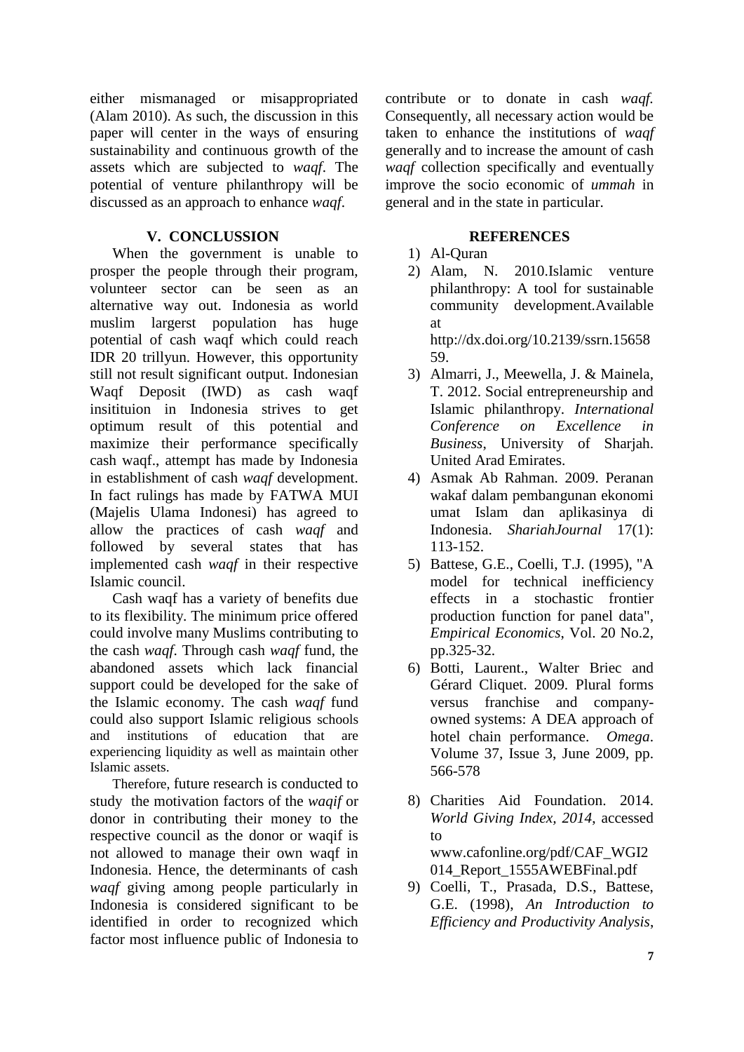either mismanaged or misappropriated (Alam 2010). As such, the discussion in this paper will center in the ways of ensuring sustainability and continuous growth of the assets which are subjected to *waqf*. The potential of venture philanthropy will be discussed as an approach to enhance *waqf*.

## V. CONCLUSSION

When the government is unable to prosper the people through their program, volunteer sector can be seen as an alternative way out. Indonesia as world muslim largerst population has huge potential of cash waqf which could reach IDR 20 trillyun. However, this opportunity still not result significant output. Indonesian Waqf Deposit (IWD) as cash waqf insitituion in Indonesia strives to get optimum result of this potential and maximize their performance specifically cash waqf., attempt has made by Indonesia in establishment of cash *waqf* development. In fact rulings has made by FATWA MUI (Majelis Ulama Indonesi) has agreed to allow the practices of cash *waqf* and followed by several states that has implemented cash *waqf* in their respective Islamic council.

Cash waqf has a variety of benefits due to its flexibility. The minimum price offered could involve many Muslims contributing to the cash *waqf*. Through cash *waqf* fund, the abandoned assets which lack financial support could be developed for the sake of the Islamic economy. The cash *waqf* fund could also support Islamic religious schools and institutions of education that are experiencing liquidity as well as maintain other Islamic assets.

Therefore, future research is conducted to study the motivation factors of the *waqif* or donor in contributing their money to the respective council as the donor or waqif is not allowed to manage their own waqf in Indonesia. Hence, the determinants of cash *waqf* giving among people particularly in Indonesia is considered significant to be identified in order to recognized which factor most influence public of Indonesia to contribute or to donate in cash *waqf.* Consequently, all necessary action would be taken to enhance the institutions of *waqf* generally and to increase the amount of cash *waqf* collection specifically and eventually improve the socio economic of *ummah* in general and in the state in particular.

## REFERENCES

1) Al-Quran
2) Alam, N. 2010.Islamic venture philanthropy: A tool for sustainable community development.Available at http://dx.doi.org/10.2139/ssrn.1565859.
3) Almarri, J., Meewella, J. & Mainela, T. 2012. Social entrepreneurship and Islamic philanthropy. *International Conference on Excellence in Business*, University of Sharjah. United Arad Emirates.
4) Asmak Ab Rahman. 2009. Peranan wakaf dalam pembangunan ekonomi umat Islam dan aplikasinya di Indonesia. *ShariahJournal* 17(1): 113-152.
5) Battese, G.E., Coelli, T.J. (1995), "A model for technical inefficiency effects in a stochastic frontier production function for panel data", *Empirical Economics*, Vol. 20 No.2, pp.325-32.
6) Botti, Laurent., Walter Briec and Gérard Cliquet. 2009. Plural forms versus franchise and company-owned systems: A DEA approach of hotel chain performance. *Omega*. Volume 37, Issue 3, June 2009, pp. 566-578
8) Charities Aid Foundation. 2014. *World Giving Index, 2014*, accessed to www.cafonline.org/pdf/CAF_WGI2014_Report_1555AWEBFinal.pdf
9) Coelli, T., Prasada, D.S., Battese, G.E. (1998), *An Introduction to Efficiency and Productivity Analysis*,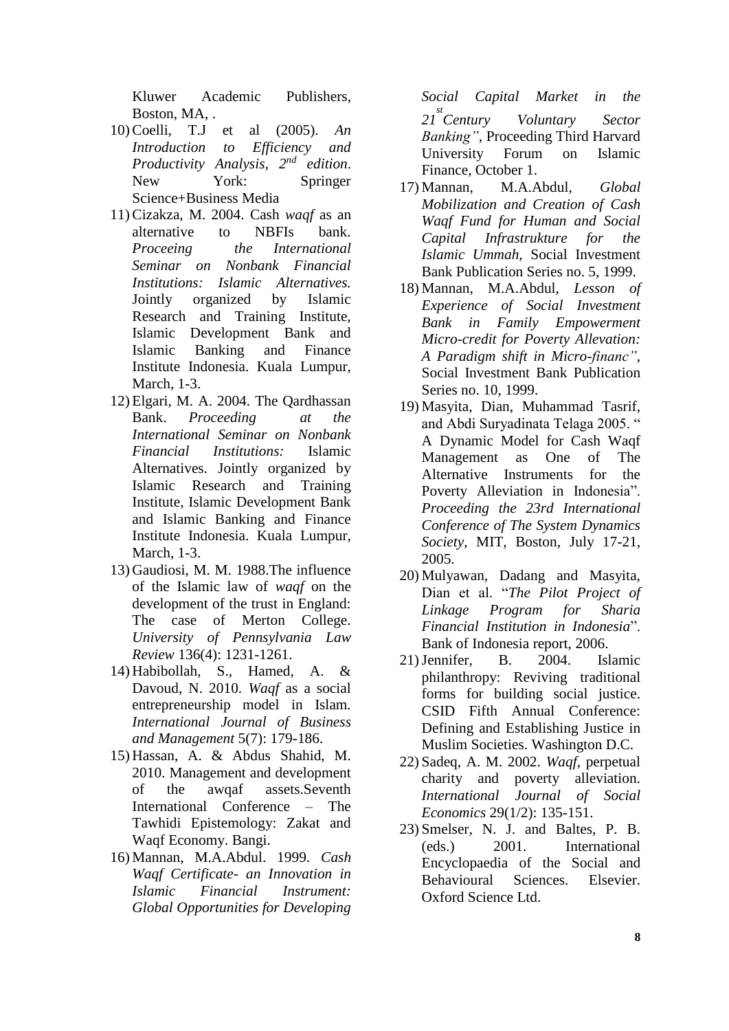Kluwer Academic Publishers, Boston, MA, .

10) Coelli, T.J et al (2005). *An Introduction to Efficiency and Productivity Analysis, 2nd edition*. New York: Springer Science+Business Media
11) Cizakza, M. 2004. Cash *waqf* as an alternative to NBFIs bank. *Proceeing the International Seminar on Nonbank Financial Institutions: Islamic Alternatives.* Jointly organized by Islamic Research and Training Institute, Islamic Development Bank and Islamic Banking and Finance Institute Indonesia. Kuala Lumpur, March, 1-3.
12) Elgari, M. A. 2004. The Qardhassan Bank. *Proceeding at the International Seminar on Nonbank Financial Institutions:* Islamic Alternatives. Jointly organized by Islamic Research and Training Institute, Islamic Development Bank and Islamic Banking and Finance Institute Indonesia. Kuala Lumpur, March, 1-3.
13) Gaudiosi, M. M. 1988.The influence of the Islamic law of *waqf* on the development of the trust in England: The case of Merton College. *University of Pennsylvania Law Review* 136(4): 1231-1261.
14) Habibollah, S., Hamed, A. & Davoud, N. 2010. *Waqf* as a social entrepreneurship model in Islam. *International Journal of Business and Management* 5(7): 179-186.
15) Hassan, A. & Abdus Shahid, M. 2010. Management and development of the awqaf assets.Seventh International Conference – The Tawhidi Epistemology: Zakat and Waqf Economy. Bangi.
16) Mannan, M.A.Abdul. 1999. *Cash Waqf Certificate- an Innovation in Islamic Financial Instrument: Global Opportunities for Developing Social Capital Market in the 21st Century Voluntary Sector Banking"*, Proceeding Third Harvard University Forum on Islamic Finance, October 1.
17) Mannan, M.A.Abdul, *Global Mobilization and Creation of Cash Waqf Fund for Human and Social Capital Infrastrukture for the Islamic Ummah*, Social Investment Bank Publication Series no. 5, 1999.
18) Mannan, M.A.Abdul, *Lesson of Experience of Social Investment Bank in Family Empowerment Micro-credit for Poverty Allevation: A Paradigm shift in Micro-financ"*, Social Investment Bank Publication Series no. 10, 1999.
19) Masyita, Dian, Muhammad Tasrif, and Abdi Suryadinata Telaga 2005. " A Dynamic Model for Cash Waqf Management as One of The Alternative Instruments for the Poverty Alleviation in Indonesia". *Proceeding the 23rd International Conference of The System Dynamics Society*, MIT, Boston, July 17-21, 2005.
20) Mulyawan, Dadang and Masyita, Dian et al. "*The Pilot Project of Linkage Program for Sharia Financial Institution in Indonesia*". Bank of Indonesia report, 2006.
21) Jennifer, B. 2004. Islamic philanthropy: Reviving traditional forms for building social justice. CSID Fifth Annual Conference: Defining and Establishing Justice in Muslim Societies. Washington D.C.
22) Sadeq, A. M. 2002. *Waqf*, perpetual charity and poverty alleviation. *International Journal of Social Economics* 29(1/2): 135-151.
23) Smelser, N. J. and Baltes, P. B. (eds.) 2001. International Encyclopaedia of the Social and Behavioural Sciences. Elsevier. Oxford Science Ltd.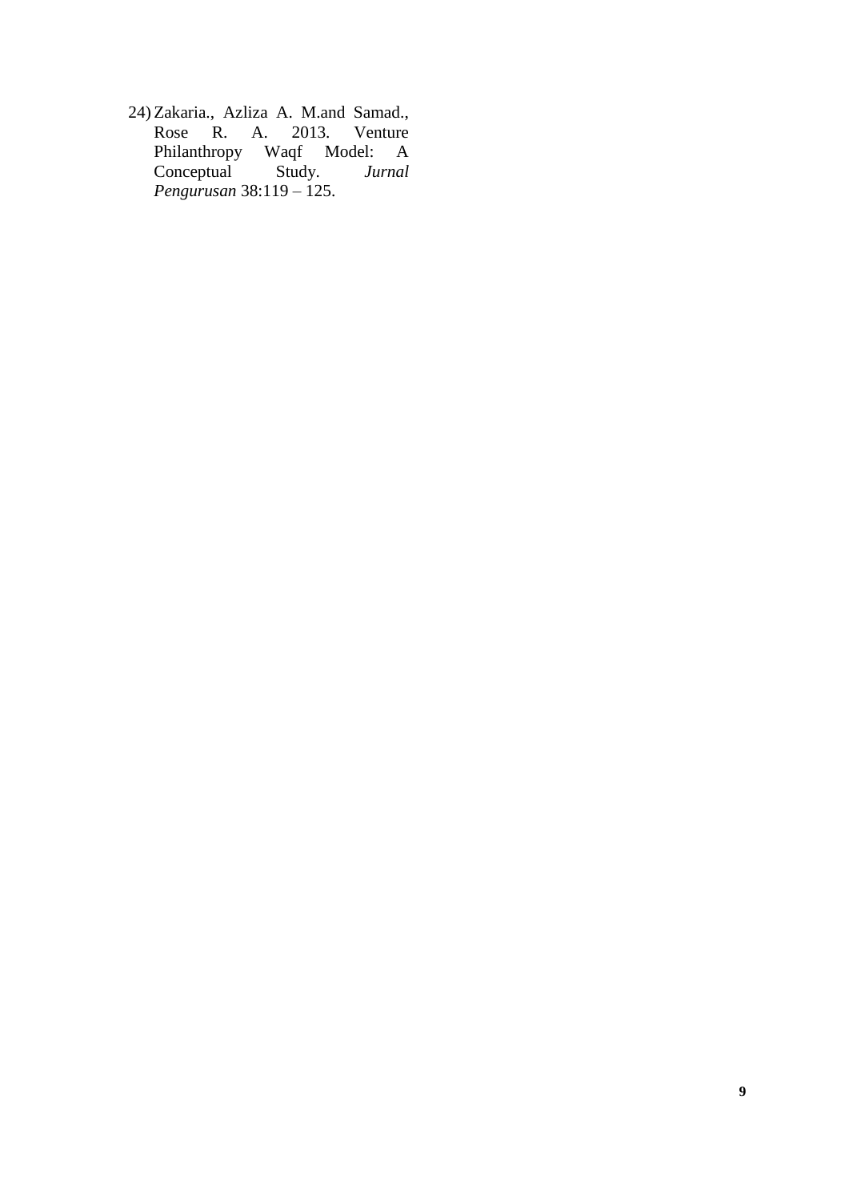24) Zakaria., Azliza A. M.and Samad., Rose R. A. 2013. Venture Philanthropy Waqf Model: A Conceptual Study. *Jurnal Pengurusan* 38:119 – 125.